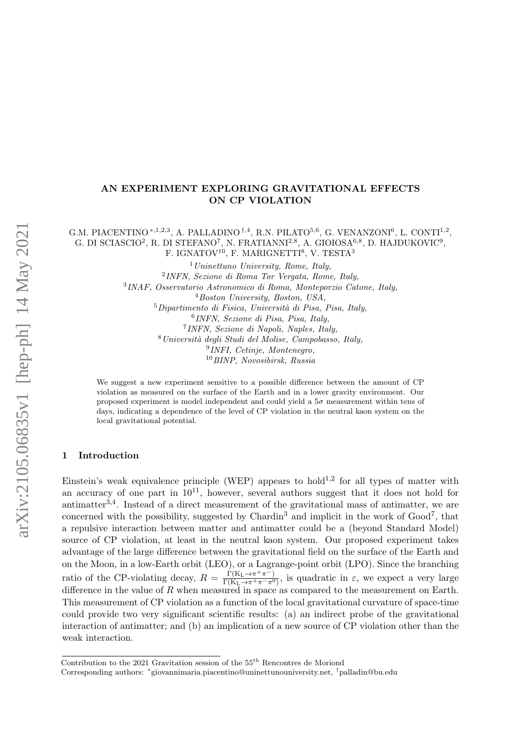# AN EXPERIMENT EXPLORING GRAVITATIONAL EFFECTS ON CP VIOLATION

G.M. PIACENTINO [*,1,2,3], A. PALLADINO [†,4], R.N. PILATO[5,6], G. VENANZONI[6], L. CONTI[1,2], G. DI SCIASCIO[2], R. DI STEFANO[7], N. FRATIANNI[2,8], A. GIOIOSA[6,8], D. HAJDUKOVIC[9], F. IGNATOV[10], F. MARIGNETTI[8], V. TESTA[3]

[1] *Uninettuno University, Rome, Italy,*
[2] *INFN, Sezione di Roma Tor Vergata, Rome, Italy,*
[3] *INAF, Osservatorio Astronomico di Roma, Monteporzio Catone, Italy,*
[4] *Boston University, Boston, USA,*
[5] *Dipartimento di Fisica, Università di Pisa, Pisa, Italy,*
[6] *INFN, Sezione di Pisa, Pisa, Italy,*
[7] *INFN, Sezione di Napoli, Naples, Italy,*
[8] *Università degli Studi del Molise, Campobasso, Italy,*
[9] *INFI, Cetinje, Montenegro,*
[10] *BINP, Novosibirsk, Russia*

We suggest a new experiment sensitive to a possible difference between the amount of CP violation as measured on the surface of the Earth and in a lower gravity environment. Our proposed experiment is model independent and could yield a $5\sigma$ measurement within tens of days, indicating a dependence of the level of CP violation in the neutral kaon system on the local gravitational potential.

## 1 Introduction

Einstein's weak equivalence principle (WEP) appears to hold[1,2] for all types of matter with an accuracy of one part in $10^{11}$, however, several authors suggest that it does not hold for antimatter[3,4]. Instead of a direct measurement of the gravitational mass of antimatter, we are concerned with the possibility, suggested by Chardin[3] and implicit in the work of Good[7], that a repulsive interaction between matter and antimatter could be a (beyond Standard Model) source of CP violation, at least in the neutral kaon system. Our proposed experiment takes advantage of the large difference between the gravitational field on the surface of the Earth and on the Moon, in a low-Earth orbit (LEO), or a Lagrange-point orbit (LPO). Since the branching ratio of the CP-violating decay, $R = \frac{\Gamma(\mathrm{K_L} \to \pi^+\pi^-)}{\Gamma(\mathrm{K_L} \to \pi^+\pi^-\pi^0)}$, is quadratic in $\varepsilon$, we expect a very large difference in the value of $R$ when measured in space as compared to the measurement on Earth. This measurement of CP violation as a function of the local gravitational curvature of space-time could provide two very significant scientific results: (a) an indirect probe of the gravitational interaction of antimatter; and (b) an implication of a new source of CP violation other than the weak interaction.

---

Contribution to the 2021 Gravitation session of the 55[th] Rencontres de Moriond
Corresponding authors: [*]giovannimaria.piacentino@uninettunouniversity.net, [†]palladin@bu.edu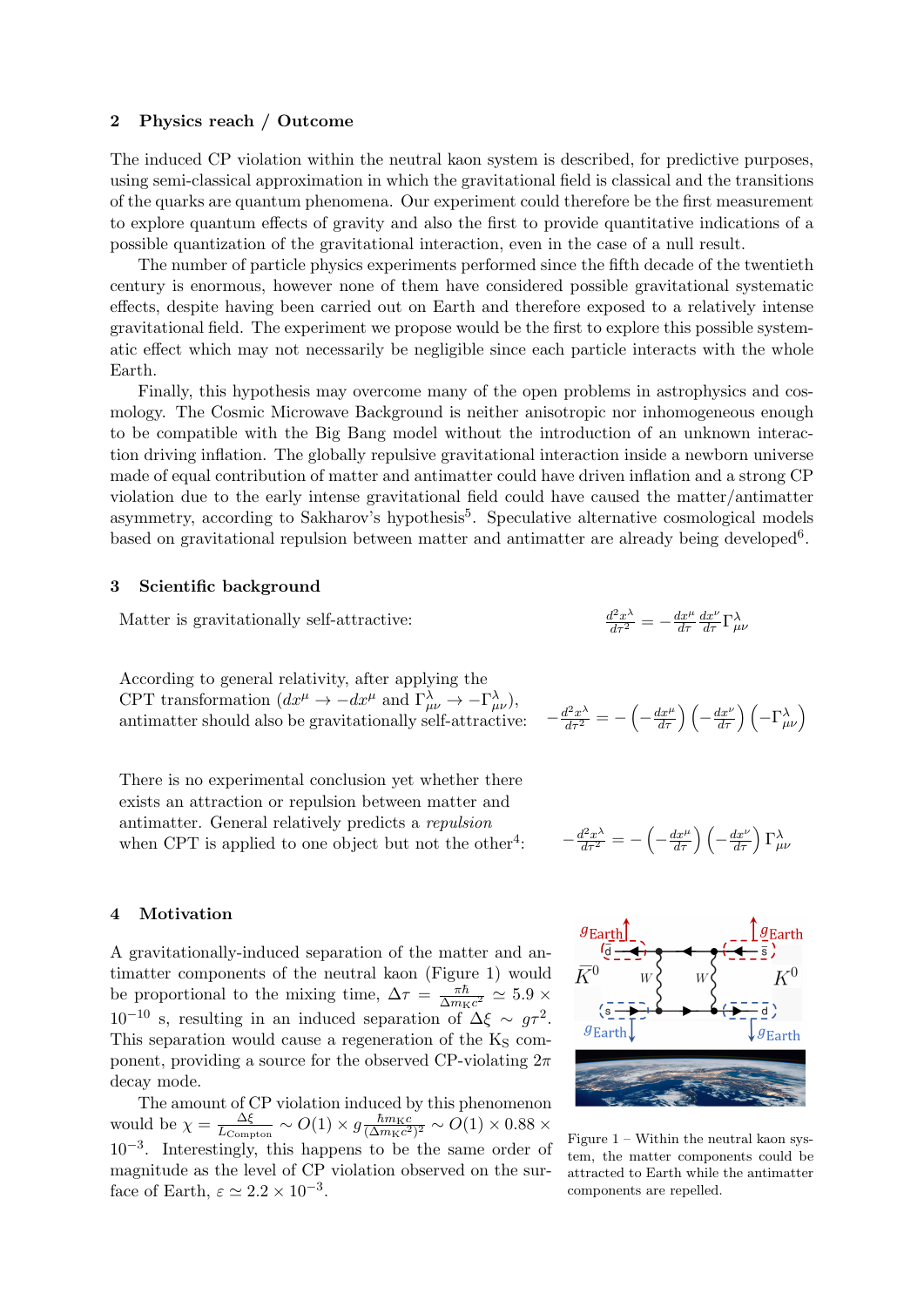## 2 Physics reach / Outcome

The induced CP violation within the neutral kaon system is described, for predictive purposes, using semi-classical approximation in which the gravitational field is classical and the transitions of the quarks are quantum phenomena. Our experiment could therefore be the first measurement to explore quantum effects of gravity and also the first to provide quantitative indications of a possible quantization of the gravitational interaction, even in the case of a null result.

The number of particle physics experiments performed since the fifth decade of the twentieth century is enormous, however none of them have considered possible gravitational systematic effects, despite having been carried out on Earth and therefore exposed to a relatively intense gravitational field. The experiment we propose would be the first to explore this possible systematic effect which may not necessarily be negligible since each particle interacts with the whole Earth.

Finally, this hypothesis may overcome many of the open problems in astrophysics and cosmology. The Cosmic Microwave Background is neither anisotropic nor inhomogeneous enough to be compatible with the Big Bang model without the introduction of an unknown interaction driving inflation. The globally repulsive gravitational interaction inside a newborn universe made of equal contribution of matter and antimatter could have driven inflation and a strong CP violation due to the early intense gravitational field could have caused the matter/antimatter asymmetry, according to Sakharov's hypothesis[5]. Speculative alternative cosmological models based on gravitational repulsion between matter and antimatter are already being developed[6].

## 3 Scientific background

Matter is gravitationally self-attractive:

$$\frac{d^2x^\lambda}{d\tau^2} = -\frac{dx^\mu}{d\tau}\frac{dx^\nu}{d\tau}\Gamma^\lambda_{\mu\nu}$$

According to general relativity, after applying the CPT transformation ($dx^\mu \to -dx^\mu$ and $\Gamma^\lambda_{\mu\nu} \to -\Gamma^\lambda_{\mu\nu}$), antimatter should also be gravitationally self-attractive:

$$-\frac{d^2x^\lambda}{d\tau^2} = -\left(-\frac{dx^\mu}{d\tau}\right)\left(-\frac{dx^\nu}{d\tau}\right)\left(-\Gamma^\lambda_{\mu\nu}\right)$$

There is no experimental conclusion yet whether there exists an attraction or repulsion between matter and antimatter. General relatively predicts a *repulsion* when CPT is applied to one object but not the other[4]:

$$-\frac{d^2x^\lambda}{d\tau^2} = -\left(-\frac{dx^\mu}{d\tau}\right)\left(-\frac{dx^\nu}{d\tau}\right)\Gamma^\lambda_{\mu\nu}$$

## 4 Motivation

A gravitationally-induced separation of the matter and antimatter components of the neutral kaon (Figure 1) would be proportional to the mixing time, $\Delta\tau = \frac{\pi\hbar}{\Delta m_{\mathrm{K}}c^2} \simeq 5.9 \times 10^{-10}$ s, resulting in an induced separation of $\Delta\xi \sim g\tau^2$. This separation would cause a regeneration of the $\mathrm{K_S}$ component, providing a source for the observed CP-violating $2\pi$ decay mode.

The amount of CP violation induced by this phenomenon would be $\chi = \frac{\Delta\xi}{L_{\mathrm{Compton}}} \sim O(1) \times g\frac{\hbar m_{\mathrm{K}}c}{(\Delta m_{\mathrm{K}}c^2)^2} \sim O(1) \times 0.88 \times 10^{-3}$. Interestingly, this happens to be the same order of magnitude as the level of CP violation observed on the surface of Earth, $\varepsilon \simeq 2.2 \times 10^{-3}$.

Figure 1 – Within the neutral kaon system, the matter components could be attracted to Earth while the antimatter components are repelled.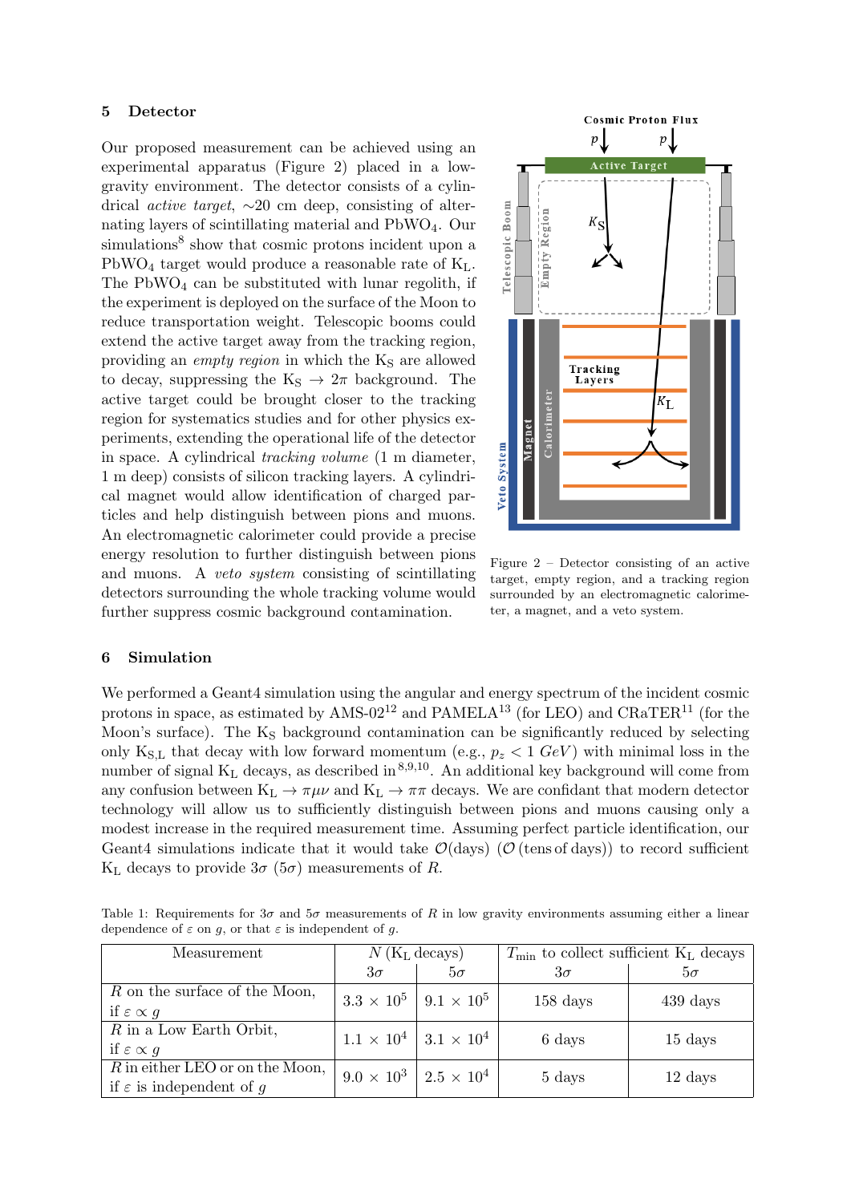## 5 Detector

Our proposed measurement can be achieved using an experimental apparatus (Figure 2) placed in a low-gravity environment. The detector consists of a cylindrical *active target*, ~20 cm deep, consisting of alternating layers of scintillating material and $PbWO_4$. Our simulations[8] show that cosmic protons incident upon a $PbWO_4$ target would produce a reasonable rate of $K_L$. The $PbWO_4$ can be substituted with lunar regolith, if the experiment is deployed on the surface of the Moon to reduce transportation weight. Telescopic booms could extend the active target away from the tracking region, providing an *empty region* in which the $K_S$ are allowed to decay, suppressing the $K_S \to 2\pi$ background. The active target could be brought closer to the tracking region for systematics studies and for other physics experiments, extending the operational life of the detector in space. A cylindrical *tracking volume* (1 m diameter, 1 m deep) consists of silicon tracking layers. A cylindrical magnet would allow identification of charged particles and help distinguish between pions and muons. An electromagnetic calorimeter could provide a precise energy resolution to further distinguish between pions and muons. A *veto system* consisting of scintillating detectors surrounding the whole tracking volume would further suppress cosmic background contamination.

Figure 2 – Detector consisting of an active target, empty region, and a tracking region surrounded by an electromagnetic calorimeter, a magnet, and a veto system.

## 6 Simulation

We performed a Geant4 simulation using the angular and energy spectrum of the incident cosmic protons in space, as estimated by AMS-02[12] and PAMELA[13] (for LEO) and CRaTER[11] (for the Moon's surface). The $K_S$ background contamination can be significantly reduced by selecting only $K_{S,L}$ that decay with low forward momentum (e.g., $p_z < 1$ $GeV$) with minimal loss in the number of signal $K_L$ decays, as described in[8,9,10]. An additional key background will come from any confusion between $K_L \to \pi\mu\nu$ and $K_L \to \pi\pi$ decays. We are confidant that modern detector technology will allow us to sufficiently distinguish between pions and muons causing only a modest increase in the required measurement time. Assuming perfect particle identification, our Geant4 simulations indicate that it would take $\mathcal{O}$(days) ($\mathcal{O}$(tens of days)) to record sufficient $K_L$ decays to provide $3\sigma$ ($5\sigma$) measurements of $R$.

Table 1: Requirements for $3\sigma$ and $5\sigma$ measurements of $R$ in low gravity environments assuming either a linear dependence of $\varepsilon$ on $g$, or that $\varepsilon$ is independent of $g$.

| Measurement | $N$ ($K_L$ decays) | | $T_{\min}$ to collect sufficient $K_L$ decays | |
|---|---|---|---|---|
| | $3\sigma$ | $5\sigma$ | $3\sigma$ | $5\sigma$ |
| $R$ on the surface of the Moon, if $\varepsilon \propto g$ | $3.3 \times 10^5$ | $9.1 \times 10^5$ | 158 days | 439 days |
| $R$ in a Low Earth Orbit, if $\varepsilon \propto g$ | $1.1 \times 10^4$ | $3.1 \times 10^4$ | 6 days | 15 days |
| $R$ in either LEO or on the Moon, if $\varepsilon$ is independent of $g$ | $9.0 \times 10^3$ | $2.5 \times 10^4$ | 5 days | 12 days |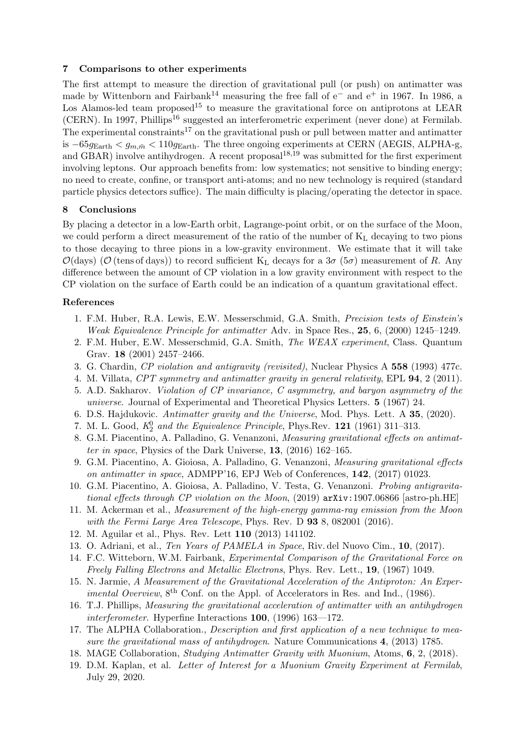## 7 Comparisons to other experiments

The first attempt to measure the direction of gravitational pull (or push) on antimatter was made by Wittenborn and Fairbank[14] measuring the free fall of $e^-$ and $e^+$ in 1967. In 1986, a Los Alamos-led team proposed[15] to measure the gravitational force on antiprotons at LEAR (CERN). In 1997, Phillips[16] suggested an interferometric experiment (never done) at Fermilab. The experimental constraints[17] on the gravitational push or pull between matter and antimatter is $-65g_{\text{Earth}} < g_{m,\bar{m}} < 110g_{\text{Earth}}$. The three ongoing experiments at CERN (AEGIS, ALPHA-g, and GBAR) involve antihydrogen. A recent proposal[18,19] was submitted for the first experiment involving leptons. Our approach benefits from: low systematics; not sensitive to binding energy; no need to create, confine, or transport anti-atoms; and no new technology is required (standard particle physics detectors suffice). The main difficulty is placing/operating the detector in space.

## 8 Conclusions

By placing a detector in a low-Earth orbit, Lagrange-point orbit, or on the surface of the Moon, we could perform a direct measurement of the ratio of the number of $K_L$ decaying to two pions to those decaying to three pions in a low-gravity environment. We estimate that it will take $\mathcal{O}(\text{days})$ ($\mathcal{O}(\text{tens of days})$) to record sufficient $K_L$ decays for a $3\sigma$ ($5\sigma$) measurement of $R$. Any difference between the amount of CP violation in a low gravity environment with respect to the CP violation on the surface of Earth could be an indication of a quantum gravitational effect.

### References

1. F.M. Huber, R.A. Lewis, E.W. Messerschmid, G.A. Smith, *Precision tests of Einstein's Weak Equivalence Principle for antimatter* Adv. in Space Res., **25**, 6, (2000) 1245–1249.
2. F.M. Huber, E.W. Messerschmid, G.A. Smith, *The WEAX experiment*, Class. Quantum Grav. **18** (2001) 2457–2466.
3. G. Chardin, *CP violation and antigravity (revisited)*, Nuclear Physics A **558** (1993) 477c.
4. M. Villata, *CPT symmetry and antimatter gravity in general relativity*, EPL **94**, 2 (2011).
5. A.D. Sakharov. *Violation of CP invariance, C asymmetry, and baryon asymmetry of the universe*. Journal of Experimental and Theoretical Physics Letters. **5** (1967) 24.
6. D.S. Hajdukovic. *Antimatter gravity and the Universe*, Mod. Phys. Lett. A **35**, (2020).
7. M. L. Good, *$K_2^0$ and the Equivalence Principle*, Phys.Rev. **121** (1961) 311–313.
8. G.M. Piacentino, A. Palladino, G. Venanzoni, *Measuring gravitational effects on antimatter in space*, Physics of the Dark Universe, **13**, (2016) 162–165.
9. G.M. Piacentino, A. Gioiosa, A. Palladino, G. Venanzoni, *Measuring gravitational effects on antimatter in space*, ADMPP'16, EPJ Web of Conferences, **142**, (2017) 01023.
10. G.M. Piacentino, A. Gioiosa, A. Palladino, V. Testa, G. Venanzoni. *Probing antigravitational effects through CP violation on the Moon*, (2019) arXiv:1907.06866 [astro-ph.HE]
11. M. Ackerman et al., *Measurement of the high-energy gamma-ray emission from the Moon with the Fermi Large Area Telescope*, Phys. Rev. D **93** 8, 082001 (2016).
12. M. Aguilar et al., Phys. Rev. Lett **110** (2013) 141102.
13. O. Adriani, et al., *Ten Years of PAMELA in Space*, Riv. del Nuovo Cim., **10**, (2017).
14. F.C. Witteborn, W.M. Fairbank, *Experimental Comparison of the Gravitational Force on Freely Falling Electrons and Metallic Electrons*, Phys. Rev. Lett., **19**, (1967) 1049.
15. N. Jarmie, *A Measurement of the Gravitational Acceleration of the Antiproton: An Experimental Overview*, 8th Conf. on the Appl. of Accelerators in Res. and Ind., (1986).
16. T.J. Phillips, *Measuring the gravitational acceleration of antimatter with an antihydrogen interferometer*. Hyperfine Interactions **100**, (1996) 163—172.
17. The ALPHA Collaboration., *Description and first application of a new technique to measure the gravitational mass of antihydrogen*. Nature Communications **4**, (2013) 1785.
18. MAGE Collaboration, *Studying Antimatter Gravity with Muonium*, Atoms, **6**, 2, (2018).
19. D.M. Kaplan, et al. *Letter of Interest for a Muonium Gravity Experiment at Fermilab*, July 29, 2020.